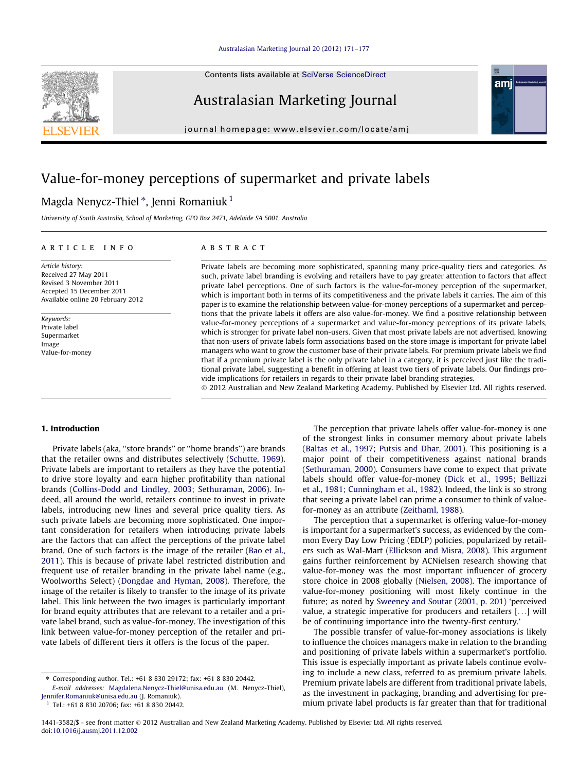Contents lists available at SciVerse ScienceDirect

# Australasian Marketing Journal

journal homepage: www.elsevier.com/locate/amj

# Value-for-money perceptions of supermarket and private labels

Magda Nenycz-Thiel *, Jenni Romaniuk [1]

University of South Australia, School of Marketing, GPO Box 2471, Adelaide SA 5001, Australia

## ARTICLE INFO

*Article history:*
Received 27 May 2011
Revised 3 November 2011
Accepted 15 December 2011
Available online 20 February 2012

*Keywords:*
Private label
Supermarket
Image
Value-for-money

## ABSTRACT

Private labels are becoming more sophisticated, spanning many price-quality tiers and categories. As such, private label branding is evolving and retailers have to pay greater attention to factors that affect private label perceptions. One of such factors is the value-for-money perception of the supermarket, which is important both in terms of its competitiveness and the private labels it carries. The aim of this paper is to examine the relationship between value-for-money perceptions of a supermarket and perceptions that the private labels it offers are also value-for-money. We find a positive relationship between value-for-money perceptions of a supermarket and value-for-money perceptions of its private labels, which is stronger for private label non-users. Given that most private labels are not advertised, knowing that non-users of private labels form associations based on the store image is important for private label managers who want to grow the customer base of their private labels. For premium private labels we find that if a premium private label is the only private label in a category, it is perceived just like the traditional private label, suggesting a benefit in offering at least two tiers of private labels. Our findings provide implications for retailers in regards to their private label branding strategies.

© 2012 Australian and New Zealand Marketing Academy. Published by Elsevier Ltd. All rights reserved.

## 1. Introduction

Private labels (aka, "store brands" or "home brands") are brands that the retailer owns and distributes selectively (Schutte, 1969). Private labels are important to retailers as they have the potential to drive store loyalty and earn higher profitability than national brands (Collins-Dodd and Lindley, 2003; Sethuraman, 2006). Indeed, all around the world, retailers continue to invest in private labels, introducing new lines and several price quality tiers. As such private labels are becoming more sophisticated. One important consideration for retailers when introducing private labels are the factors that can affect the perceptions of the private label brand. One of such factors is the image of the retailer (Bao et al., 2011). This is because of private label restricted distribution and frequent use of retailer branding in the private label name (e.g., Woolworths Select) (Dongdae and Hyman, 2008). Therefore, the image of the retailer is likely to transfer to the image of its private label. This link between the two images is particularly important for brand equity attributes that are relevant to a retailer and a private label brand, such as value-for-money. The investigation of this link between value-for-money perception of the retailer and private labels of different tiers it offers is the focus of the paper.

The perception that private labels offer value-for-money is one of the strongest links in consumer memory about private labels (Baltas et al., 1997; Putsis and Dhar, 2001). This positioning is a major point of their competitiveness against national brands (Sethuraman, 2000). Consumers have come to expect that private labels should offer value-for-money (Dick et al., 1995; Bellizzi et al., 1981; Cunningham et al., 1982). Indeed, the link is so strong that seeing a private label can prime a consumer to think of value-for-money as an attribute (Zeithaml, 1988).

The perception that a supermarket is offering value-for-money is important for a supermarket's success, as evidenced by the common Every Day Low Pricing (EDLP) policies, popularized by retailers such as Wal-Mart (Ellickson and Misra, 2008). This argument gains further reinforcement by ACNielsen research showing that value-for-money was the most important influencer of grocery store choice in 2008 globally (Nielsen, 2008). The importance of value-for-money positioning will most likely continue in the future; as noted by Sweeney and Soutar (2001, p. 201) 'perceived value, a strategic imperative for producers and retailers [...] will be of continuing importance into the twenty-first century.'

The possible transfer of value-for-money associations is likely to influence the choices managers make in relation to the branding and positioning of private labels within a supermarket's portfolio. This issue is especially important as private labels continue evolving to include a new class, referred to as premium private labels. Premium private labels are different from traditional private labels, as the investment in packaging, branding and advertising for premium private label products is far greater than that for traditional

* Corresponding author. Tel.: +61 8 830 29172; fax: +61 8 830 20442.
E-mail addresses: Magdalena.Nenycz-Thiel@unisa.edu.au (M. Nenycz-Thiel), Jennifer.Romaniuk@unisa.edu.au (J. Romaniuk).
[1] Tel.: +61 8 830 20706; fax: +61 8 830 20442.

1441-3582/$ - see front matter © 2012 Australian and New Zealand Marketing Academy. Published by Elsevier Ltd. All rights reserved.
doi:10.1016/j.ausmj.2011.12.002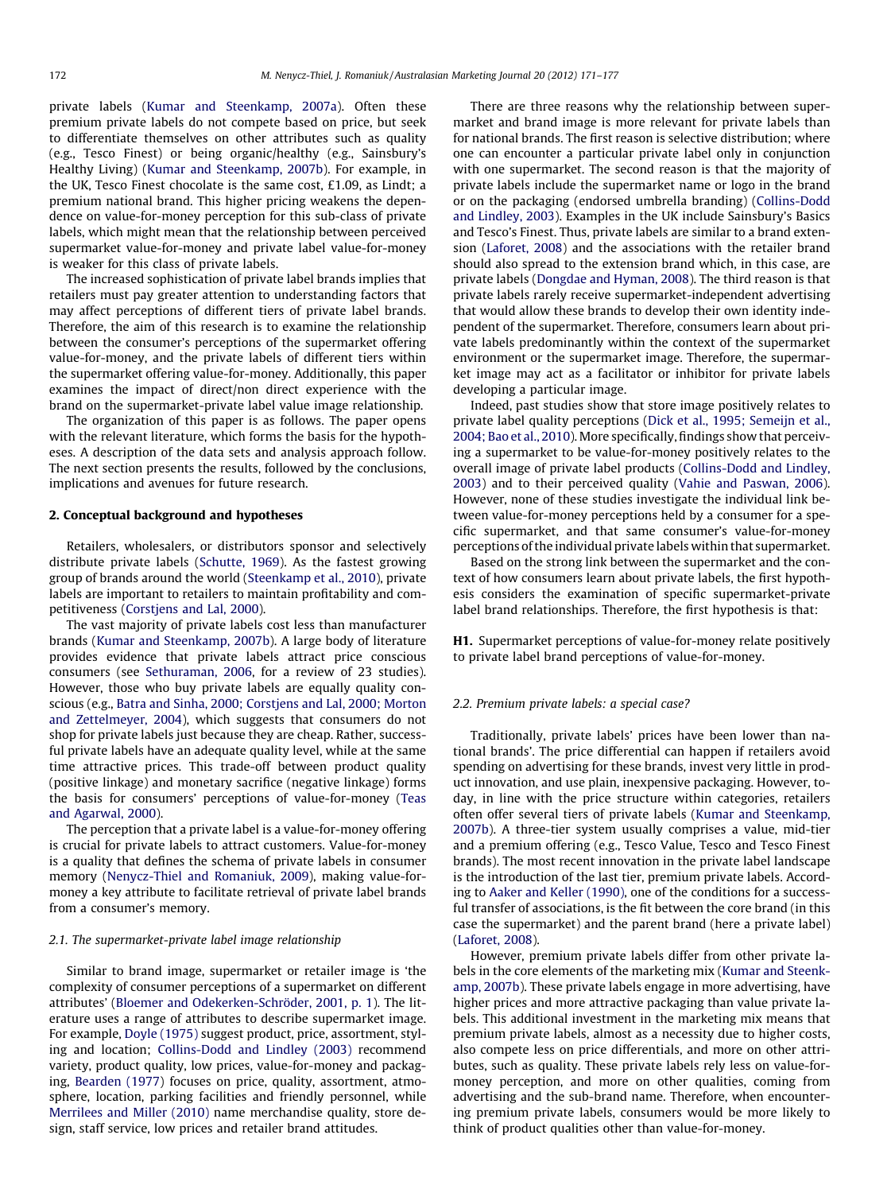private labels (Kumar and Steenkamp, 2007a). Often these premium private labels do not compete based on price, but seek to differentiate themselves on other attributes such as quality (e.g., Tesco Finest) or being organic/healthy (e.g., Sainsbury's Healthy Living) (Kumar and Steenkamp, 2007b). For example, in the UK, Tesco Finest chocolate is the same cost, £1.09, as Lindt; a premium national brand. This higher pricing weakens the dependence on value-for-money perception for this sub-class of private labels, which might mean that the relationship between perceived supermarket value-for-money and private label value-for-money is weaker for this class of private labels.

The increased sophistication of private label brands implies that retailers must pay greater attention to understanding factors that may affect perceptions of different tiers of private label brands. Therefore, the aim of this research is to examine the relationship between the consumer's perceptions of the supermarket offering value-for-money, and the private labels of different tiers within the supermarket offering value-for-money. Additionally, this paper examines the impact of direct/non direct experience with the brand on the supermarket-private label value image relationship.

The organization of this paper is as follows. The paper opens with the relevant literature, which forms the basis for the hypotheses. A description of the data sets and analysis approach follow. The next section presents the results, followed by the conclusions, implications and avenues for future research.

## 2. Conceptual background and hypotheses

Retailers, wholesalers, or distributors sponsor and selectively distribute private labels (Schutte, 1969). As the fastest growing group of brands around the world (Steenkamp et al., 2010), private labels are important to retailers to maintain profitability and competitiveness (Corstjens and Lal, 2000).

The vast majority of private labels cost less than manufacturer brands (Kumar and Steenkamp, 2007b). A large body of literature provides evidence that private labels attract price conscious consumers (see Sethuraman, 2006, for a review of 23 studies). However, those who buy private labels are equally quality conscious (e.g., Batra and Sinha, 2000; Corstjens and Lal, 2000; Morton and Zettelmeyer, 2004), which suggests that consumers do not shop for private labels just because they are cheap. Rather, successful private labels have an adequate quality level, while at the same time attractive prices. This trade-off between product quality (positive linkage) and monetary sacrifice (negative linkage) forms the basis for consumers' perceptions of value-for-money (Teas and Agarwal, 2000).

The perception that a private label is a value-for-money offering is crucial for private labels to attract customers. Value-for-money is a quality that defines the schema of private labels in consumer memory (Nenycz-Thiel and Romaniuk, 2009), making value-for-money a key attribute to facilitate retrieval of private label brands from a consumer's memory.

### *2.1. The supermarket-private label image relationship*

Similar to brand image, supermarket or retailer image is 'the complexity of consumer perceptions of a supermarket on different attributes' (Bloemer and Odekerken-Schröder, 2001, p. 1). The literature uses a range of attributes to describe supermarket image. For example, Doyle (1975) suggest product, price, assortment, styling and location; Collins-Dodd and Lindley (2003) recommend variety, product quality, low prices, value-for-money and packaging, Bearden (1977) focuses on price, quality, assortment, atmosphere, location, parking facilities and friendly personnel, while Merrilees and Miller (2010) name merchandise quality, store design, staff service, low prices and retailer brand attitudes.

There are three reasons why the relationship between supermarket and brand image is more relevant for private labels than for national brands. The first reason is selective distribution; where one can encounter a particular private label only in conjunction with one supermarket. The second reason is that the majority of private labels include the supermarket name or logo in the brand or on the packaging (endorsed umbrella branding) (Collins-Dodd and Lindley, 2003). Examples in the UK include Sainsbury's Basics and Tesco's Finest. Thus, private labels are similar to a brand extension (Laforet, 2008) and the associations with the retailer brand should also spread to the extension brand which, in this case, are private labels (Dongdae and Hyman, 2008). The third reason is that private labels rarely receive supermarket-independent advertising that would allow these brands to develop their own identity independent of the supermarket. Therefore, consumers learn about private labels predominantly within the context of the supermarket environment or the supermarket image. Therefore, the supermarket image may act as a facilitator or inhibitor for private labels developing a particular image.

Indeed, past studies show that store image positively relates to private label quality perceptions (Dick et al., 1995; Semeijn et al., 2004; Bao et al., 2010). More specifically, findings show that perceiving a supermarket to be value-for-money positively relates to the overall image of private label products (Collins-Dodd and Lindley, 2003) and to their perceived quality (Vahie and Paswan, 2006). However, none of these studies investigate the individual link between value-for-money perceptions held by a consumer for a specific supermarket, and that same consumer's value-for-money perceptions of the individual private labels within that supermarket.

Based on the strong link between the supermarket and the context of how consumers learn about private labels, the first hypothesis considers the examination of specific supermarket-private label brand relationships. Therefore, the first hypothesis is that:

**H1.** Supermarket perceptions of value-for-money relate positively to private label brand perceptions of value-for-money.

### *2.2. Premium private labels: a special case?*

Traditionally, private labels' prices have been lower than national brands'. The price differential can happen if retailers avoid spending on advertising for these brands, invest very little in product innovation, and use plain, inexpensive packaging. However, today, in line with the price structure within categories, retailers often offer several tiers of private labels (Kumar and Steenkamp, 2007b). A three-tier system usually comprises a value, mid-tier and a premium offering (e.g., Tesco Value, Tesco and Tesco Finest brands). The most recent innovation in the private label landscape is the introduction of the last tier, premium private labels. According to Aaker and Keller (1990), one of the conditions for a successful transfer of associations, is the fit between the core brand (in this case the supermarket) and the parent brand (here a private label) (Laforet, 2008).

However, premium private labels differ from other private labels in the core elements of the marketing mix (Kumar and Steenkamp, 2007b). These private labels engage in more advertising, have higher prices and more attractive packaging than value private labels. This additional investment in the marketing mix means that premium private labels, almost as a necessity due to higher costs, also compete less on price differentials, and more on other attributes, such as quality. These private labels rely less on value-for-money perception, and more on other qualities, coming from advertising and the sub-brand name. Therefore, when encountering premium private labels, consumers would be more likely to think of product qualities other than value-for-money.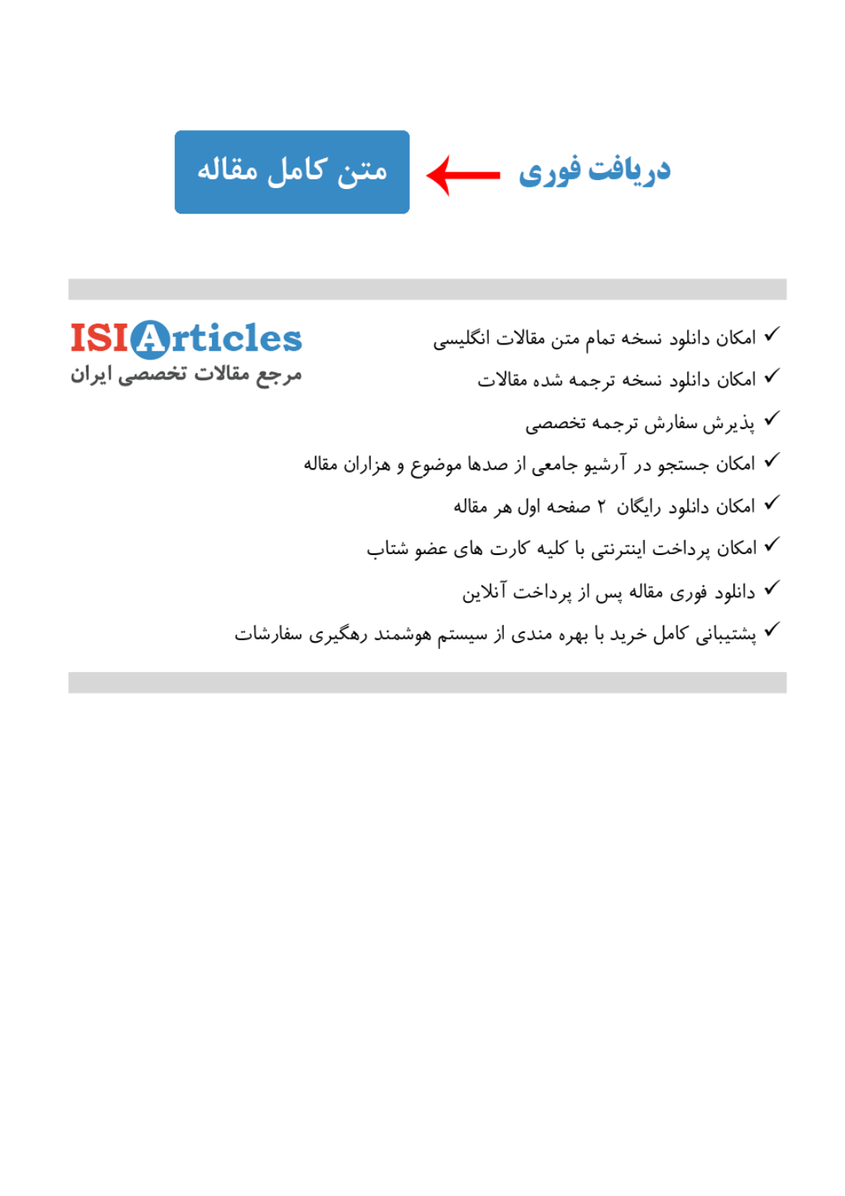دریافت فوری ← **متن کامل مقاله**

**ISIArticles**
مرجع مقالات تخصصی ایران

- ✓ امکان دانلود نسخه تمام متن مقالات انگلیسی
- ✓ امکان دانلود نسخه ترجمه شده مقالات
- ✓ پذیرش سفارش ترجمه تخصصی
- ✓ امکان جستجو در آرشیو جامعی از صدها موضوع و هزاران مقاله
- ✓ امکان دانلود رایگان ۲ صفحه اول هر مقاله
- ✓ امکان پرداخت اینترنتی با کلیه کارت های عضو شتاب
- ✓ دانلود فوری مقاله پس از پرداخت آنلاین
- ✓ پشتیبانی کامل خرید با بهره مندی از سیستم هوشمند رهگیری سفارشات